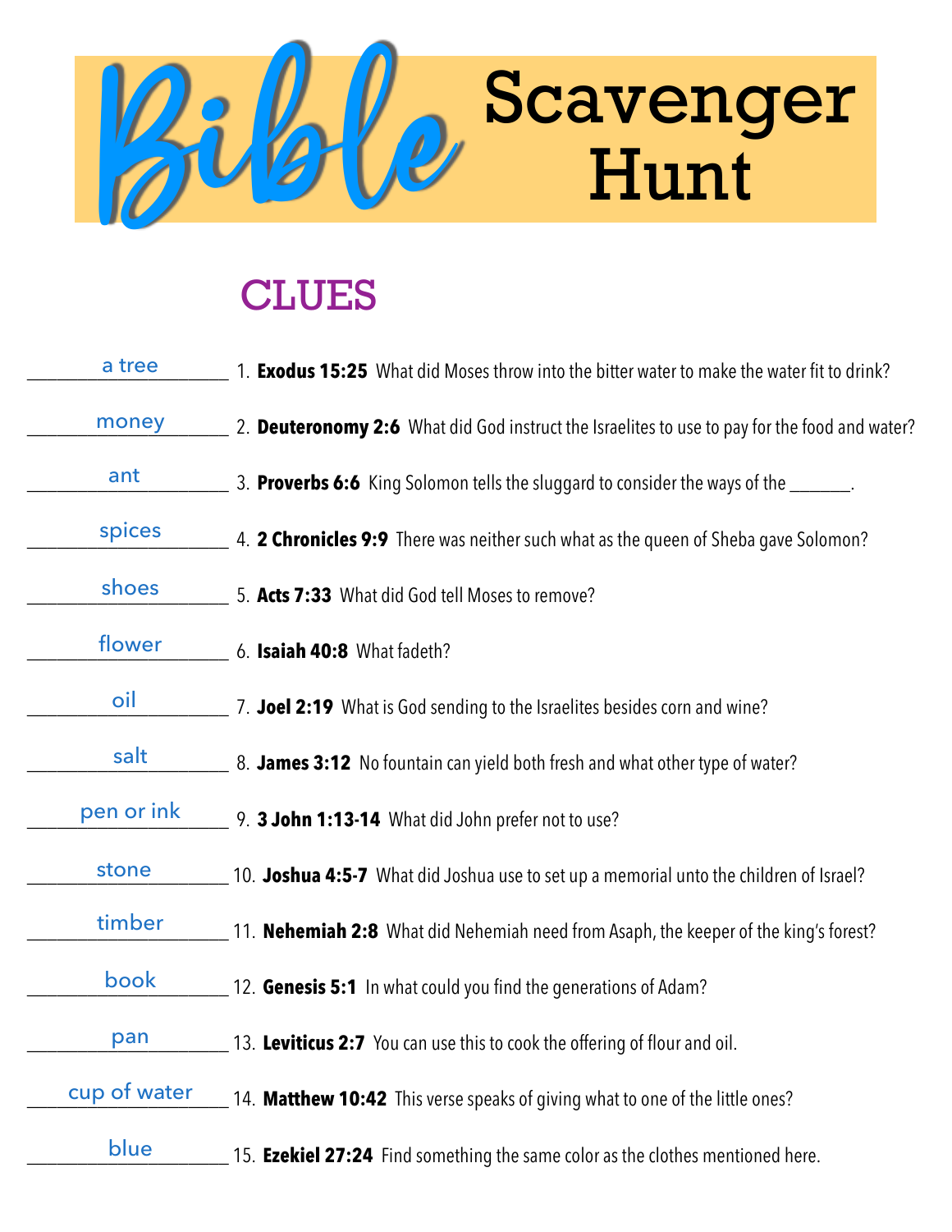# Bible Scavenger Hunt

## CLUES

a tree — 1. **Exodus 15:25** What did Moses throw into the bitter water to make the water fit to drink?

money — 2. **Deuteronomy 2:6** What did God instruct the Israelites to use to pay for the food and water?

ant — 3. **Proverbs 6:6** King Solomon tells the sluggard to consider the ways of the _______.

spices — 4. **2 Chronicles 9:9** There was neither such what as the queen of Sheba gave Solomon?

shoes — 5. **Acts 7:33** What did God tell Moses to remove?

flower — 6. **Isaiah 40:8** What fadeth?

oil — 7. **Joel 2:19** What is God sending to the Israelites besides corn and wine?

salt — 8. **James 3:12** No fountain can yield both fresh and what other type of water?

pen or ink — 9. **3 John 1:13-14** What did John prefer not to use?

stone — 10. **Joshua 4:5-7** What did Joshua use to set up a memorial unto the children of Israel?

timber — 11. **Nehemiah 2:8** What did Nehemiah need from Asaph, the keeper of the king's forest?

book — 12. **Genesis 5:1** In what could you find the generations of Adam?

pan — 13. **Leviticus 2:7** You can use this to cook the offering of flour and oil.

cup of water — 14. **Matthew 10:42** This verse speaks of giving what to one of the little ones?

blue — 15. **Ezekiel 27:24** Find something the same color as the clothes mentioned here.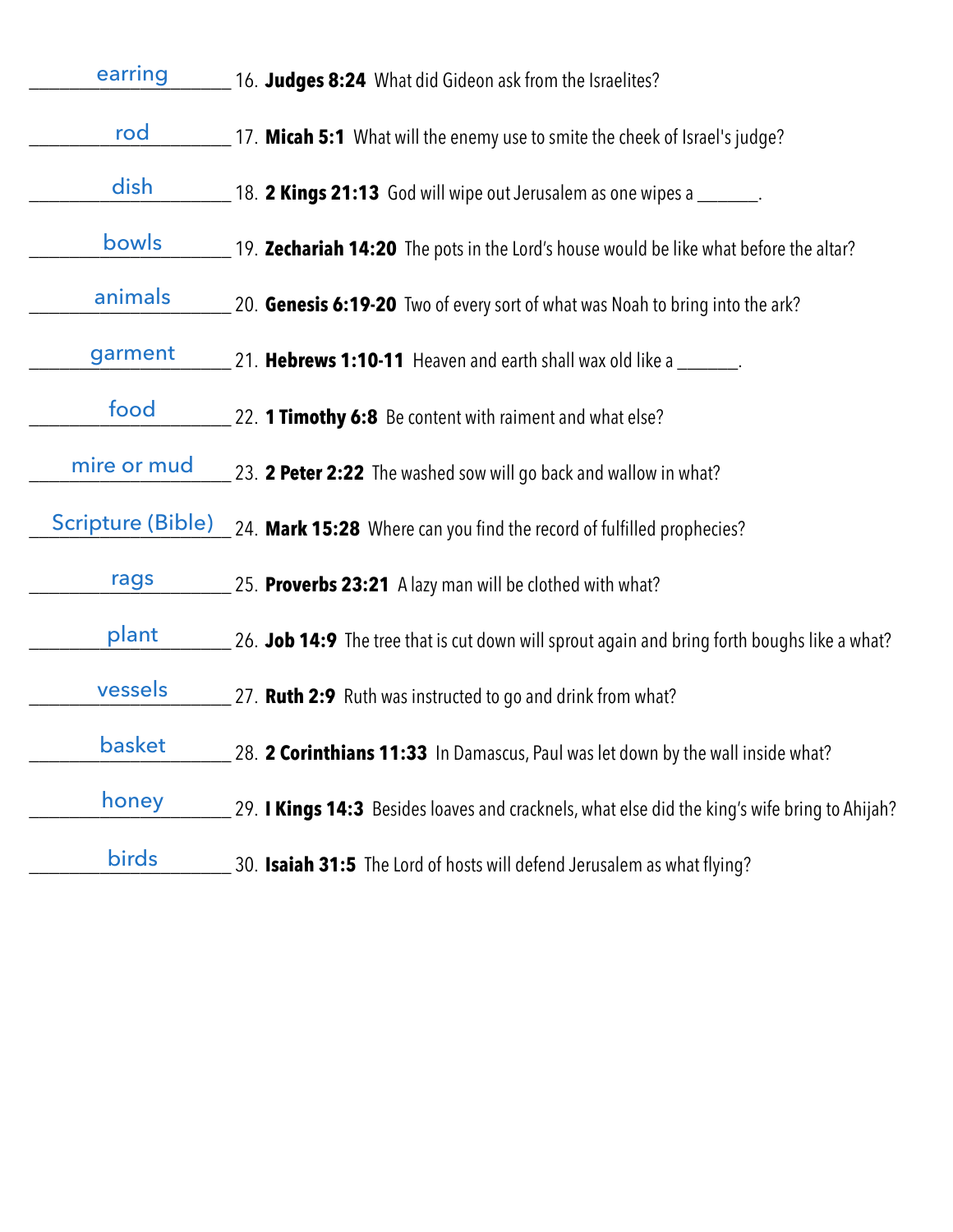_____earring_____ 16. **Judges 8:24** What did Gideon ask from the Israelites?

_____rod_____ 17. **Micah 5:1** What will the enemy use to smite the cheek of Israel's judge?

_____dish_____ 18. **2 Kings 21:13** God will wipe out Jerusalem as one wipes a _______.

_____bowls_____ 19. **Zechariah 14:20** The pots in the Lord's house would be like what before the altar?

_____animals_____ 20. **Genesis 6:19-20** Two of every sort of what was Noah to bring into the ark?

_____garment_____ 21. **Hebrews 1:10-11** Heaven and earth shall wax old like a _______.

_____food_____ 22. **1 Timothy 6:8** Be content with raiment and what else?

_____mire or mud_____ 23. **2 Peter 2:22** The washed sow will go back and wallow in what?

_____Scripture (Bible)_____ 24. **Mark 15:28** Where can you find the record of fulfilled prophecies?

_____rags_____ 25. **Proverbs 23:21** A lazy man will be clothed with what?

_____plant_____ 26. **Job 14:9** The tree that is cut down will sprout again and bring forth boughs like a what?

_____vessels_____ 27. **Ruth 2:9** Ruth was instructed to go and drink from what?

_____basket_____ 28. **2 Corinthians 11:33** In Damascus, Paul was let down by the wall inside what?

_____honey_____ 29. **I Kings 14:3** Besides loaves and cracknels, what else did the king's wife bring to Ahijah?

_____birds_____ 30. **Isaiah 31:5** The Lord of hosts will defend Jerusalem as what flying?